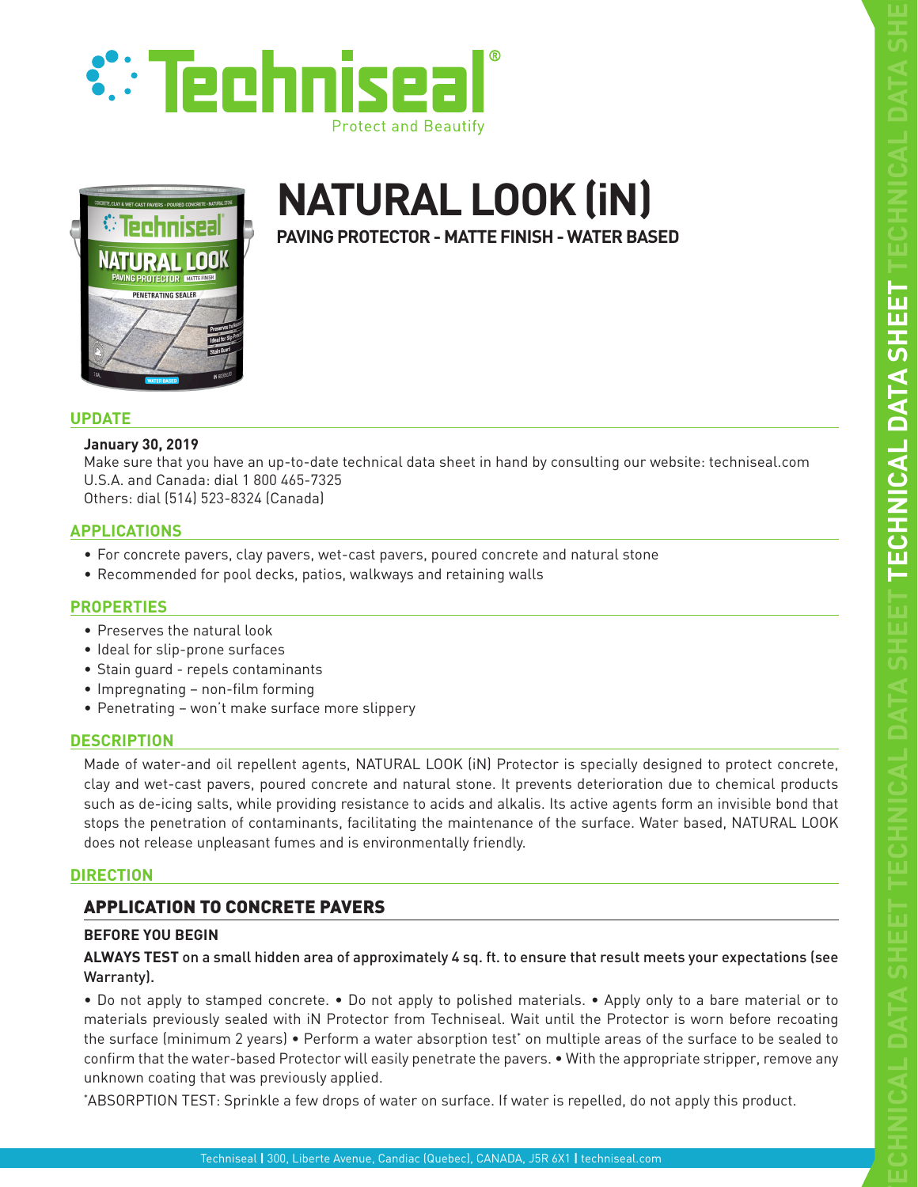# NATURAL LOOK (iN)

**PAVING PROTECTOR - MATTE FINISH - WATER BASED**

## UPDATE

**January 30, 2019**
Make sure that you have an up-to-date technical data sheet in hand by consulting our website: techniseal.com
U.S.A. and Canada: dial 1 800 465-7325
Others: dial (514) 523-8324 (Canada)

## APPLICATIONS

- For concrete pavers, clay pavers, wet-cast pavers, poured concrete and natural stone
- Recommended for pool decks, patios, walkways and retaining walls

## PROPERTIES

- Preserves the natural look
- Ideal for slip-prone surfaces
- Stain guard - repels contaminants
- Impregnating – non-film forming
- Penetrating – won't make surface more slippery

## DESCRIPTION

Made of water-and oil repellent agents, NATURAL LOOK (iN) Protector is specially designed to protect concrete, clay and wet-cast pavers, poured concrete and natural stone. It prevents deterioration due to chemical products such as de-icing salts, while providing resistance to acids and alkalis. Its active agents form an invisible bond that stops the penetration of contaminants, facilitating the maintenance of the surface. Water based, NATURAL LOOK does not release unpleasant fumes and is environmentally friendly.

## DIRECTION

### APPLICATION TO CONCRETE PAVERS

**BEFORE YOU BEGIN**

**ALWAYS TEST** on a small hidden area of approximately 4 sq. ft. to ensure that result meets your expectations (see Warranty).

• Do not apply to stamped concrete. • Do not apply to polished materials. • Apply only to a bare material or to materials previously sealed with iN Protector from Techniseal. Wait until the Protector is worn before recoating the surface (minimum 2 years) • Perform a water absorption test* on multiple areas of the surface to be sealed to confirm that the water-based Protector will easily penetrate the pavers. • With the appropriate stripper, remove any unknown coating that was previously applied.

*ABSORPTION TEST: Sprinkle a few drops of water on surface. If water is repelled, do not apply this product.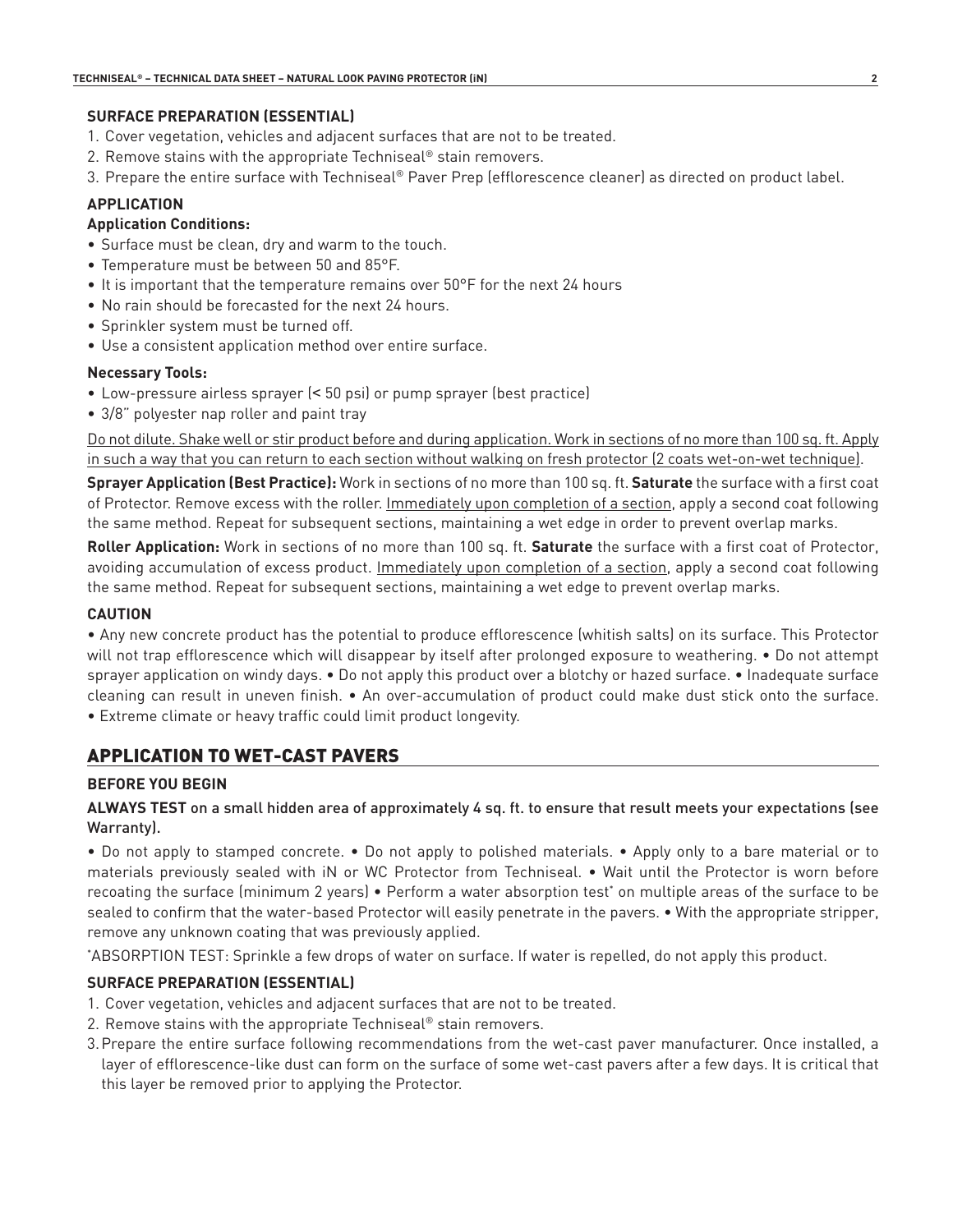### SURFACE PREPARATION (ESSENTIAL)

1. Cover vegetation, vehicles and adjacent surfaces that are not to be treated.
2. Remove stains with the appropriate Techniseal® stain removers.
3. Prepare the entire surface with Techniseal® Paver Prep (efflorescence cleaner) as directed on product label.

### APPLICATION

#### Application Conditions:

- Surface must be clean, dry and warm to the touch.
- Temperature must be between 50 and 85°F.
- It is important that the temperature remains over 50°F for the next 24 hours
- No rain should be forecasted for the next 24 hours.
- Sprinkler system must be turned off.
- Use a consistent application method over entire surface.

#### Necessary Tools:

- Low-pressure airless sprayer (< 50 psi) or pump sprayer (best practice)
- 3/8" polyester nap roller and paint tray

Do not dilute. Shake well or stir product before and during application. Work in sections of no more than 100 sq. ft. Apply in such a way that you can return to each section without walking on fresh protector (2 coats wet-on-wet technique).

**Sprayer Application (Best Practice):** Work in sections of no more than 100 sq. ft. **Saturate** the surface with a first coat of Protector. Remove excess with the roller. Immediately upon completion of a section, apply a second coat following the same method. Repeat for subsequent sections, maintaining a wet edge in order to prevent overlap marks.

**Roller Application:** Work in sections of no more than 100 sq. ft. **Saturate** the surface with a first coat of Protector, avoiding accumulation of excess product. Immediately upon completion of a section, apply a second coat following the same method. Repeat for subsequent sections, maintaining a wet edge to prevent overlap marks.

### CAUTION

• Any new concrete product has the potential to produce efflorescence (whitish salts) on its surface. This Protector will not trap efflorescence which will disappear by itself after prolonged exposure to weathering. • Do not attempt sprayer application on windy days. • Do not apply this product over a blotchy or hazed surface. • Inadequate surface cleaning can result in uneven finish. • An over-accumulation of product could make dust stick onto the surface. • Extreme climate or heavy traffic could limit product longevity.

## APPLICATION TO WET-CAST PAVERS

### BEFORE YOU BEGIN

**ALWAYS TEST** on a small hidden area of approximately 4 sq. ft. to ensure that result meets your expectations (see Warranty).

• Do not apply to stamped concrete. • Do not apply to polished materials. • Apply only to a bare material or to materials previously sealed with iN or WC Protector from Techniseal. • Wait until the Protector is worn before recoating the surface (minimum 2 years) • Perform a water absorption test* on multiple areas of the surface to be sealed to confirm that the water-based Protector will easily penetrate in the pavers. • With the appropriate stripper, remove any unknown coating that was previously applied.

*ABSORPTION TEST: Sprinkle a few drops of water on surface. If water is repelled, do not apply this product.

### SURFACE PREPARATION (ESSENTIAL)

1. Cover vegetation, vehicles and adjacent surfaces that are not to be treated.
2. Remove stains with the appropriate Techniseal® stain removers.
3. Prepare the entire surface following recommendations from the wet-cast paver manufacturer. Once installed, a layer of efflorescence-like dust can form on the surface of some wet-cast pavers after a few days. It is critical that this layer be removed prior to applying the Protector.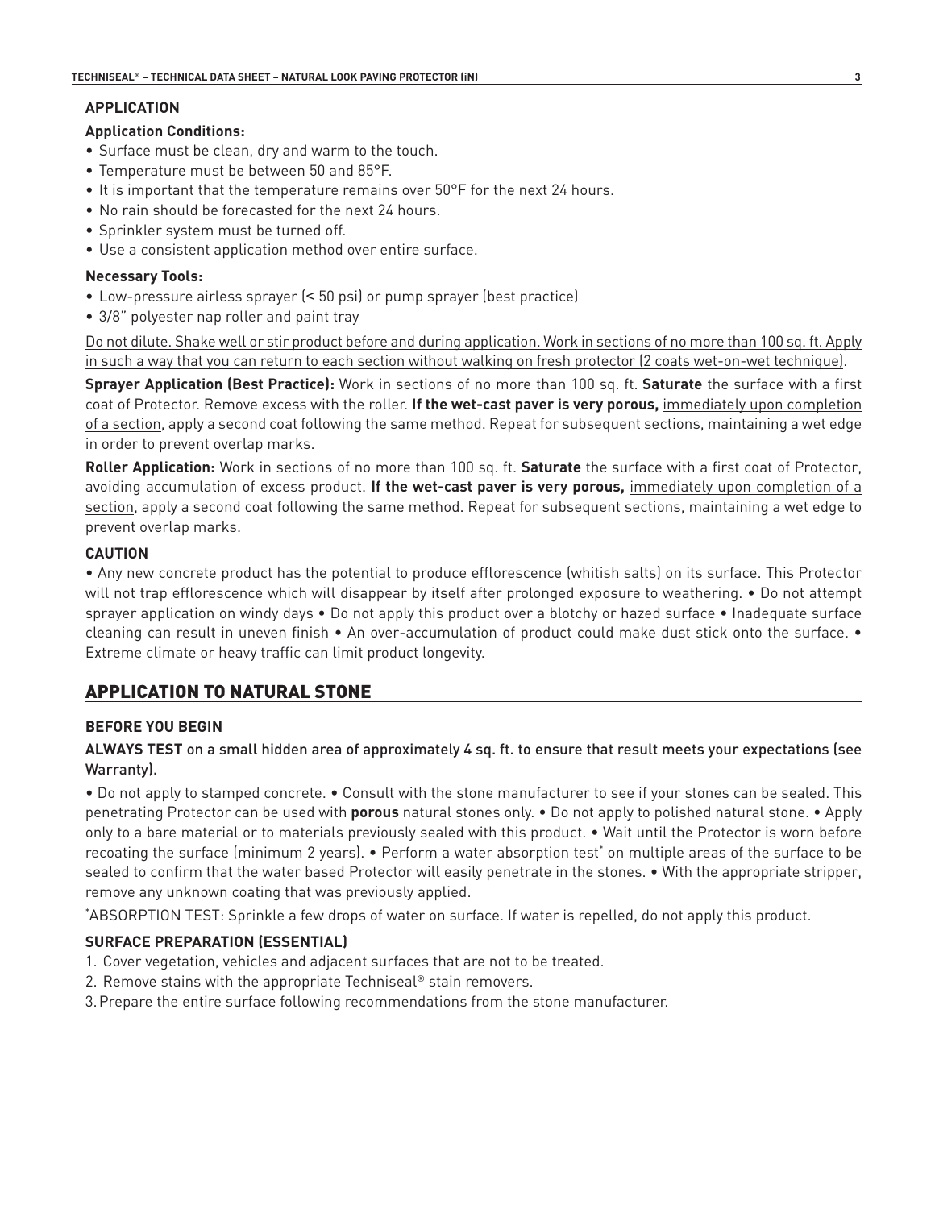### APPLICATION

**Application Conditions:**

- Surface must be clean, dry and warm to the touch.
- Temperature must be between 50 and 85°F.
- It is important that the temperature remains over 50°F for the next 24 hours.
- No rain should be forecasted for the next 24 hours.
- Sprinkler system must be turned off.
- Use a consistent application method over entire surface.

**Necessary Tools:**

- Low-pressure airless sprayer (< 50 psi) or pump sprayer (best practice)
- 3/8" polyester nap roller and paint tray

Do not dilute. Shake well or stir product before and during application. Work in sections of no more than 100 sq. ft. Apply in such a way that you can return to each section without walking on fresh protector (2 coats wet-on-wet technique).

**Sprayer Application (Best Practice):** Work in sections of no more than 100 sq. ft. **Saturate** the surface with a first coat of Protector. Remove excess with the roller. **If the wet-cast paver is very porous,** immediately upon completion of a section, apply a second coat following the same method. Repeat for subsequent sections, maintaining a wet edge in order to prevent overlap marks.

**Roller Application:** Work in sections of no more than 100 sq. ft. **Saturate** the surface with a first coat of Protector, avoiding accumulation of excess product. **If the wet-cast paver is very porous,** immediately upon completion of a section, apply a second coat following the same method. Repeat for subsequent sections, maintaining a wet edge to prevent overlap marks.

### CAUTION

• Any new concrete product has the potential to produce efflorescence (whitish salts) on its surface. This Protector will not trap efflorescence which will disappear by itself after prolonged exposure to weathering. • Do not attempt sprayer application on windy days • Do not apply this product over a blotchy or hazed surface • Inadequate surface cleaning can result in uneven finish • An over-accumulation of product could make dust stick onto the surface. • Extreme climate or heavy traffic can limit product longevity.

## APPLICATION TO NATURAL STONE

### BEFORE YOU BEGIN

**ALWAYS TEST** on a small hidden area of approximately 4 sq. ft. to ensure that result meets your expectations (see Warranty).

• Do not apply to stamped concrete. • Consult with the stone manufacturer to see if your stones can be sealed. This penetrating Protector can be used with **porous** natural stones only. • Do not apply to polished natural stone. • Apply only to a bare material or to materials previously sealed with this product. • Wait until the Protector is worn before recoating the surface (minimum 2 years). • Perform a water absorption test* on multiple areas of the surface to be sealed to confirm that the water based Protector will easily penetrate in the stones. • With the appropriate stripper, remove any unknown coating that was previously applied.

*ABSORPTION TEST: Sprinkle a few drops of water on surface. If water is repelled, do not apply this product.

### SURFACE PREPARATION (ESSENTIAL)

1. Cover vegetation, vehicles and adjacent surfaces that are not to be treated.
2. Remove stains with the appropriate Techniseal® stain removers.
3. Prepare the entire surface following recommendations from the stone manufacturer.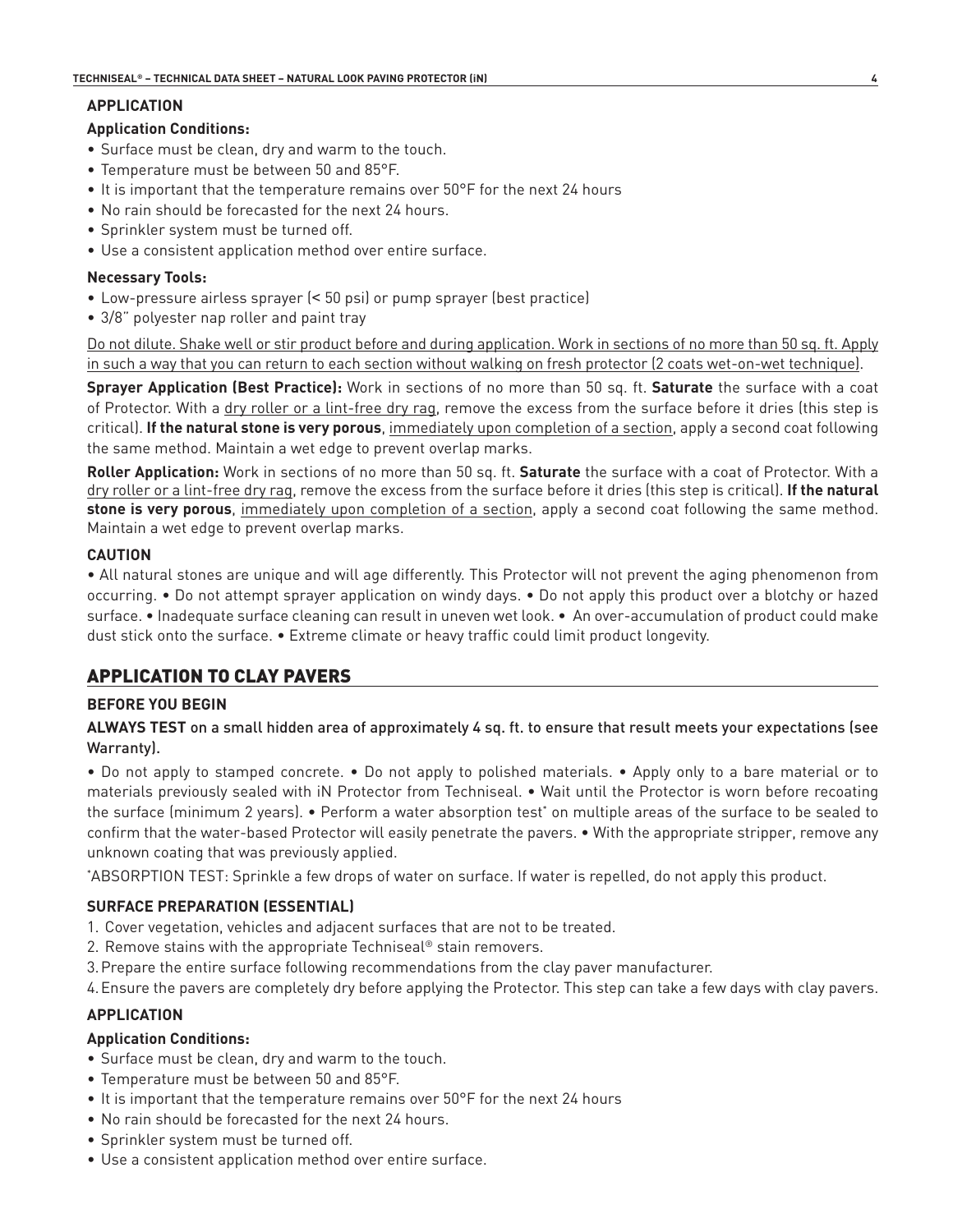### APPLICATION

**Application Conditions:**

- Surface must be clean, dry and warm to the touch.
- Temperature must be between 50 and 85°F.
- It is important that the temperature remains over 50°F for the next 24 hours
- No rain should be forecasted for the next 24 hours.
- Sprinkler system must be turned off.
- Use a consistent application method over entire surface.

**Necessary Tools:**

- Low-pressure airless sprayer (< 50 psi) or pump sprayer (best practice)
- 3/8" polyester nap roller and paint tray

Do not dilute. Shake well or stir product before and during application. Work in sections of no more than 50 sq. ft. Apply in such a way that you can return to each section without walking on fresh protector (2 coats wet-on-wet technique).

**Sprayer Application (Best Practice):** Work in sections of no more than 50 sq. ft. **Saturate** the surface with a coat of Protector. With a dry roller or a lint-free dry rag, remove the excess from the surface before it dries (this step is critical). **If the natural stone is very porous**, immediately upon completion of a section, apply a second coat following the same method. Maintain a wet edge to prevent overlap marks.

**Roller Application:** Work in sections of no more than 50 sq. ft. **Saturate** the surface with a coat of Protector. With a dry roller or a lint-free dry rag, remove the excess from the surface before it dries (this step is critical). **If the natural stone is very porous**, immediately upon completion of a section, apply a second coat following the same method. Maintain a wet edge to prevent overlap marks.

### CAUTION

• All natural stones are unique and will age differently. This Protector will not prevent the aging phenomenon from occurring. • Do not attempt sprayer application on windy days. • Do not apply this product over a blotchy or hazed surface. • Inadequate surface cleaning can result in uneven wet look. • An over-accumulation of product could make dust stick onto the surface. • Extreme climate or heavy traffic could limit product longevity.

## APPLICATION TO CLAY PAVERS

### BEFORE YOU BEGIN

**ALWAYS TEST** on a small hidden area of approximately 4 sq. ft. to ensure that result meets your expectations (see Warranty).

• Do not apply to stamped concrete. • Do not apply to polished materials. • Apply only to a bare material or to materials previously sealed with iN Protector from Techniseal. • Wait until the Protector is worn before recoating the surface (minimum 2 years). • Perform a water absorption test* on multiple areas of the surface to be sealed to confirm that the water-based Protector will easily penetrate the pavers. • With the appropriate stripper, remove any unknown coating that was previously applied.

*ABSORPTION TEST: Sprinkle a few drops of water on surface. If water is repelled, do not apply this product.

### SURFACE PREPARATION (ESSENTIAL)

1. Cover vegetation, vehicles and adjacent surfaces that are not to be treated.
2. Remove stains with the appropriate Techniseal® stain removers.
3. Prepare the entire surface following recommendations from the clay paver manufacturer.
4. Ensure the pavers are completely dry before applying the Protector. This step can take a few days with clay pavers.

### APPLICATION

**Application Conditions:**

- Surface must be clean, dry and warm to the touch.
- Temperature must be between 50 and 85°F.
- It is important that the temperature remains over 50°F for the next 24 hours
- No rain should be forecasted for the next 24 hours.
- Sprinkler system must be turned off.
- Use a consistent application method over entire surface.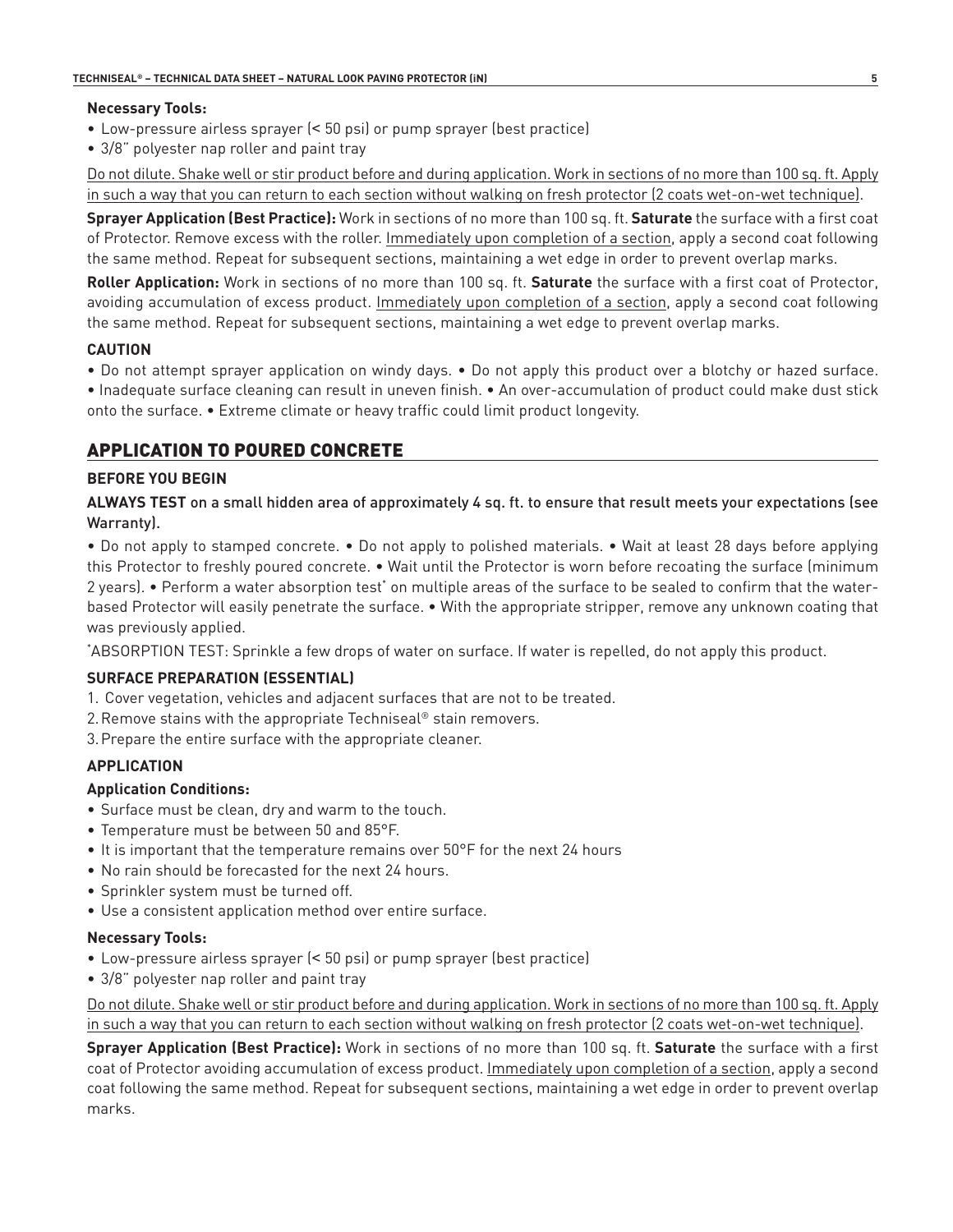**Necessary Tools:**

- Low-pressure airless sprayer (< 50 psi) or pump sprayer (best practice)
- 3/8" polyester nap roller and paint tray

Do not dilute. Shake well or stir product before and during application. Work in sections of no more than 100 sq. ft. Apply in such a way that you can return to each section without walking on fresh protector (2 coats wet-on-wet technique).

**Sprayer Application (Best Practice):** Work in sections of no more than 100 sq. ft. **Saturate** the surface with a first coat of Protector. Remove excess with the roller. Immediately upon completion of a section, apply a second coat following the same method. Repeat for subsequent sections, maintaining a wet edge in order to prevent overlap marks.

**Roller Application:** Work in sections of no more than 100 sq. ft. **Saturate** the surface with a first coat of Protector, avoiding accumulation of excess product. Immediately upon completion of a section, apply a second coat following the same method. Repeat for subsequent sections, maintaining a wet edge to prevent overlap marks.

**CAUTION**

• Do not attempt sprayer application on windy days. • Do not apply this product over a blotchy or hazed surface. • Inadequate surface cleaning can result in uneven finish. • An over-accumulation of product could make dust stick onto the surface. • Extreme climate or heavy traffic could limit product longevity.

## APPLICATION TO POURED CONCRETE

### BEFORE YOU BEGIN

**ALWAYS TEST** on a small hidden area of approximately 4 sq. ft. to ensure that result meets your expectations (see Warranty).

• Do not apply to stamped concrete. • Do not apply to polished materials. • Wait at least 28 days before applying this Protector to freshly poured concrete. • Wait until the Protector is worn before recoating the surface (minimum 2 years). • Perform a water absorption test* on multiple areas of the surface to be sealed to confirm that the water-based Protector will easily penetrate the surface. • With the appropriate stripper, remove any unknown coating that was previously applied.

*ABSORPTION TEST: Sprinkle a few drops of water on surface. If water is repelled, do not apply this product.

### SURFACE PREPARATION (ESSENTIAL)

1. Cover vegetation, vehicles and adjacent surfaces that are not to be treated.
2. Remove stains with the appropriate Techniseal® stain removers.
3. Prepare the entire surface with the appropriate cleaner.

### APPLICATION

**Application Conditions:**

- Surface must be clean, dry and warm to the touch.
- Temperature must be between 50 and 85°F.
- It is important that the temperature remains over 50°F for the next 24 hours
- No rain should be forecasted for the next 24 hours.
- Sprinkler system must be turned off.
- Use a consistent application method over entire surface.

**Necessary Tools:**

- Low-pressure airless sprayer (< 50 psi) or pump sprayer (best practice)
- 3/8" polyester nap roller and paint tray

Do not dilute. Shake well or stir product before and during application. Work in sections of no more than 100 sq. ft. Apply in such a way that you can return to each section without walking on fresh protector (2 coats wet-on-wet technique).

**Sprayer Application (Best Practice):** Work in sections of no more than 100 sq. ft. **Saturate** the surface with a first coat of Protector avoiding accumulation of excess product. Immediately upon completion of a section, apply a second coat following the same method. Repeat for subsequent sections, maintaining a wet edge in order to prevent overlap marks.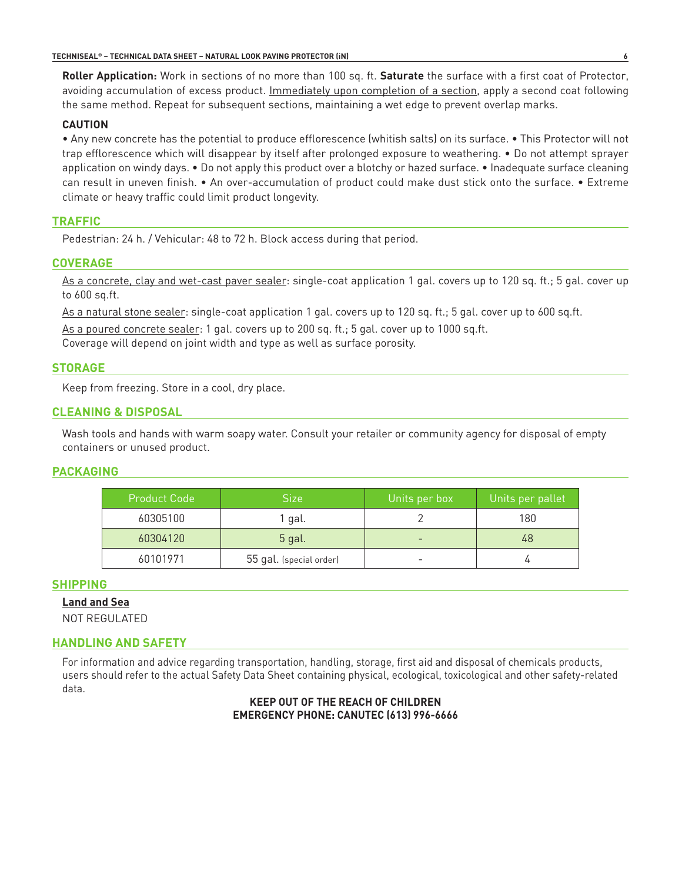**Roller Application:** Work in sections of no more than 100 sq. ft. **Saturate** the surface with a first coat of Protector, avoiding accumulation of excess product. Immediately upon completion of a section, apply a second coat following the same method. Repeat for subsequent sections, maintaining a wet edge to prevent overlap marks.

**CAUTION**

• Any new concrete has the potential to produce efflorescence (whitish salts) on its surface. • This Protector will not trap efflorescence which will disappear by itself after prolonged exposure to weathering. • Do not attempt sprayer application on windy days. • Do not apply this product over a blotchy or hazed surface. • Inadequate surface cleaning can result in uneven finish. • An over-accumulation of product could make dust stick onto the surface. • Extreme climate or heavy traffic could limit product longevity.

## TRAFFIC

Pedestrian: 24 h. / Vehicular: 48 to 72 h. Block access during that period.

## COVERAGE

As a concrete, clay and wet-cast paver sealer: single-coat application 1 gal. covers up to 120 sq. ft.; 5 gal. cover up to 600 sq.ft.

As a natural stone sealer: single-coat application 1 gal. covers up to 120 sq. ft.; 5 gal. cover up to 600 sq.ft.

As a poured concrete sealer: 1 gal. covers up to 200 sq. ft.; 5 gal. cover up to 1000 sq.ft.

Coverage will depend on joint width and type as well as surface porosity.

## STORAGE

Keep from freezing. Store in a cool, dry place.

## CLEANING & DISPOSAL

Wash tools and hands with warm soapy water. Consult your retailer or community agency for disposal of empty containers or unused product.

## PACKAGING

| Product Code | Size | Units per box | Units per pallet |
|---|---|---|---|
| 60305100 | 1 gal. | 2 | 180 |
| 60304120 | 5 gal. | - | 48 |
| 60101971 | 55 gal. (special order) | - | 4 |

## SHIPPING

**Land and Sea**

NOT REGULATED

## HANDLING AND SAFETY

For information and advice regarding transportation, handling, storage, first aid and disposal of chemicals products, users should refer to the actual Safety Data Sheet containing physical, ecological, toxicological and other safety-related data.

**KEEP OUT OF THE REACH OF CHILDREN**
**EMERGENCY PHONE: CANUTEC (613) 996-6666**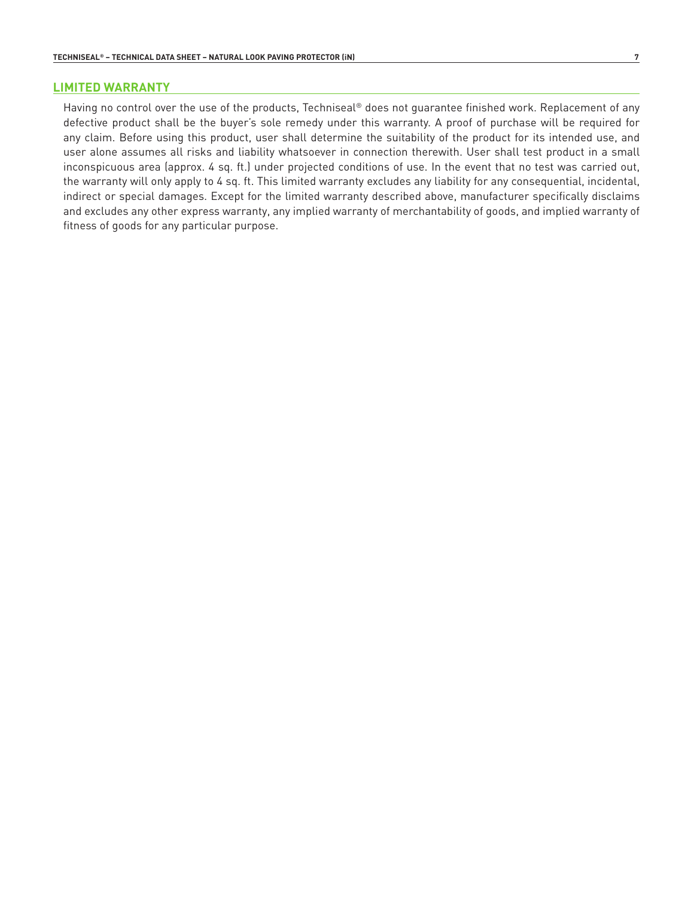## LIMITED WARRANTY

Having no control over the use of the products, Techniseal® does not guarantee finished work. Replacement of any defective product shall be the buyer's sole remedy under this warranty. A proof of purchase will be required for any claim. Before using this product, user shall determine the suitability of the product for its intended use, and user alone assumes all risks and liability whatsoever in connection therewith. User shall test product in a small inconspicuous area (approx. 4 sq. ft.) under projected conditions of use. In the event that no test was carried out, the warranty will only apply to 4 sq. ft. This limited warranty excludes any liability for any consequential, incidental, indirect or special damages. Except for the limited warranty described above, manufacturer specifically disclaims and excludes any other express warranty, any implied warranty of merchantability of goods, and implied warranty of fitness of goods for any particular purpose.